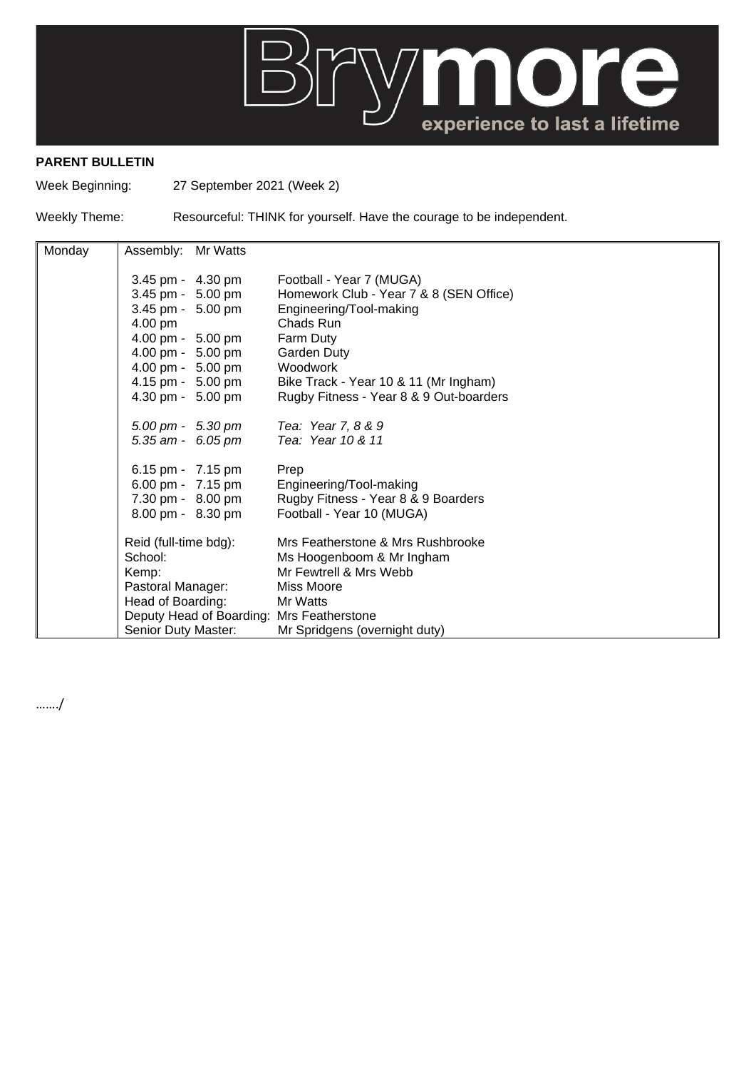Brymore experience to last a lifetime

**PARENT BULLETIN**

Week Beginning: 27 September 2021 (Week 2)

Weekly Theme: Resourceful: THINK for yourself. Have the courage to be independent.

| | | |
|---|---|---|
| Monday | Assembly: Mr Watts | |
| | 3.45 pm - 4.30 pm | Football - Year 7 (MUGA) |
| | 3.45 pm - 5.00 pm | Homework Club - Year 7 & 8 (SEN Office) |
| | 3.45 pm - 5.00 pm | Engineering/Tool-making |
| | 4.00 pm | Chads Run |
| | 4.00 pm - 5.00 pm | Farm Duty |
| | 4.00 pm - 5.00 pm | Garden Duty |
| | 4.00 pm - 5.00 pm | Woodwork |
| | 4.15 pm - 5.00 pm | Bike Track - Year 10 & 11 (Mr Ingham) |
| | 4.30 pm - 5.00 pm | Rugby Fitness - Year 8 & 9 Out-boarders |
| | *5.00 pm - 5.30 pm* | *Tea: Year 7, 8 & 9* |
| | *5.35 am - 6.05 pm* | *Tea: Year 10 & 11* |
| | 6.15 pm - 7.15 pm | Prep |
| | 6.00 pm - 7.15 pm | Engineering/Tool-making |
| | 7.30 pm - 8.00 pm | Rugby Fitness - Year 8 & 9 Boarders |
| | 8.00 pm - 8.30 pm | Football - Year 10 (MUGA) |
| | Reid (full-time bdg): | Mrs Featherstone & Mrs Rushbrooke |
| | School: | Ms Hoogenboom & Mr Ingham |
| | Kemp: | Mr Fewtrell & Mrs Webb |
| | Pastoral Manager: | Miss Moore |
| | Head of Boarding: | Mr Watts |
| | Deputy Head of Boarding: | Mrs Featherstone |
| | Senior Duty Master: | Mr Spridgens (overnight duty) |

……./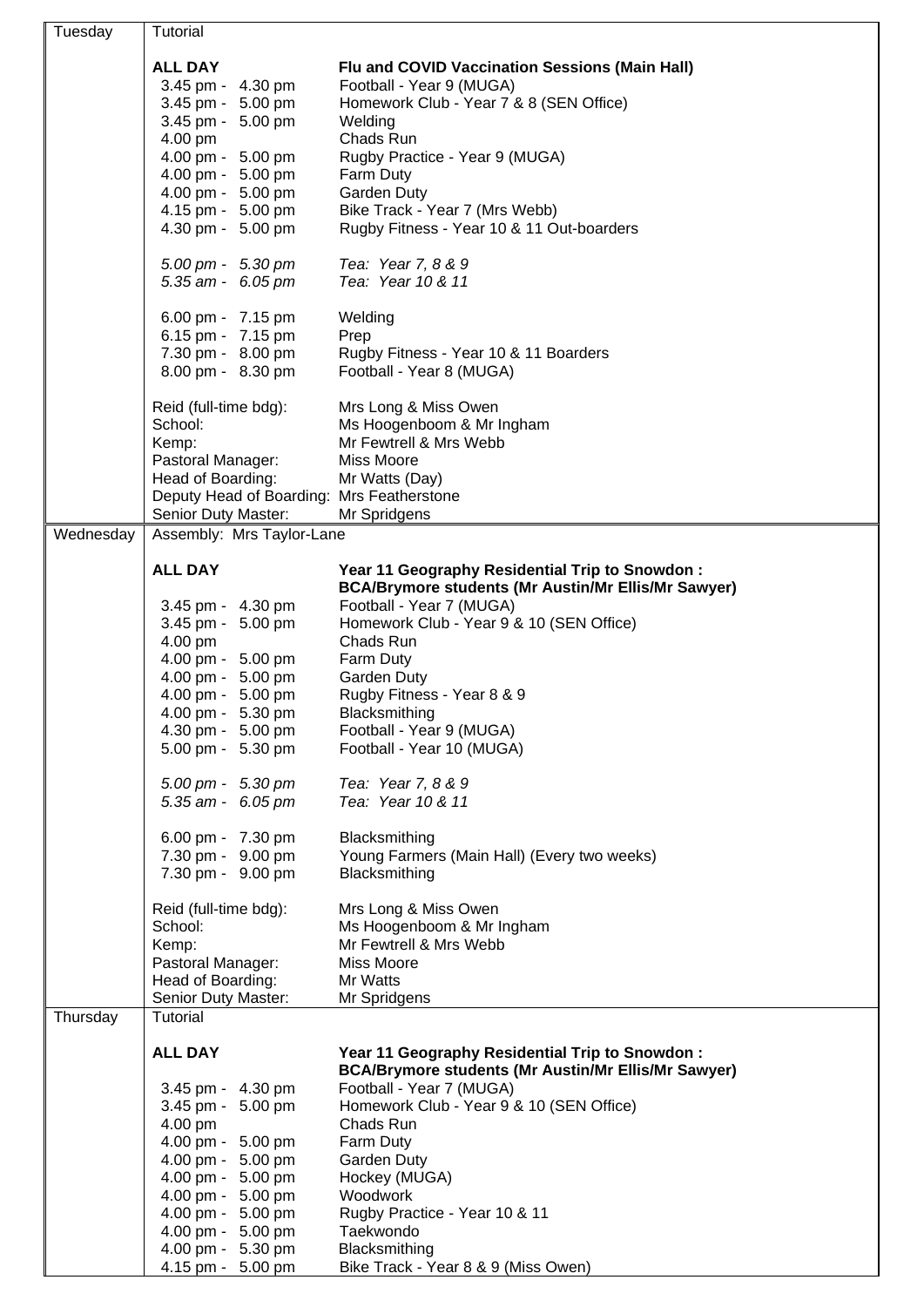| | | |
|---|---|---|
| Tuesday | Tutorial | |
| | **ALL DAY** | **Flu and COVID Vaccination Sessions (Main Hall)** |
| | 3.45 pm - 4.30 pm | Football - Year 9 (MUGA) |
| | 3.45 pm - 5.00 pm | Homework Club - Year 7 & 8 (SEN Office) |
| | 3.45 pm - 5.00 pm | Welding |
| | 4.00 pm | Chads Run |
| | 4.00 pm - 5.00 pm | Rugby Practice - Year 9 (MUGA) |
| | 4.00 pm - 5.00 pm | Farm Duty |
| | 4.00 pm - 5.00 pm | Garden Duty |
| | 4.15 pm - 5.00 pm | Bike Track - Year 7 (Mrs Webb) |
| | 4.30 pm - 5.00 pm | Rugby Fitness - Year 10 & 11 Out-boarders |
| | *5.00 pm - 5.30 pm* | *Tea: Year 7, 8 & 9* |
| | *5.35 am - 6.05 pm* | *Tea: Year 10 & 11* |
| | 6.00 pm - 7.15 pm | Welding |
| | 6.15 pm - 7.15 pm | Prep |
| | 7.30 pm - 8.00 pm | Rugby Fitness - Year 10 & 11 Boarders |
| | 8.00 pm - 8.30 pm | Football - Year 8 (MUGA) |
| | Reid (full-time bdg): | Mrs Long & Miss Owen |
| | School: | Ms Hoogenboom & Mr Ingham |
| | Kemp: | Mr Fewtrell & Mrs Webb |
| | Pastoral Manager: | Miss Moore |
| | Head of Boarding: | Mr Watts (Day) |
| | Deputy Head of Boarding: | Mrs Featherstone |
| | Senior Duty Master: | Mr Spridgens |
| Wednesday | Assembly: Mrs Taylor-Lane | |
| | **ALL DAY** | **Year 11 Geography Residential Trip to Snowdon : BCA/Brymore students (Mr Austin/Mr Ellis/Mr Sawyer)** |
| | 3.45 pm - 4.30 pm | Football - Year 7 (MUGA) |
| | 3.45 pm - 5.00 pm | Homework Club - Year 9 & 10 (SEN Office) |
| | 4.00 pm | Chads Run |
| | 4.00 pm - 5.00 pm | Farm Duty |
| | 4.00 pm - 5.00 pm | Garden Duty |
| | 4.00 pm - 5.00 pm | Rugby Fitness - Year 8 & 9 |
| | 4.00 pm - 5.30 pm | Blacksmithing |
| | 4.30 pm - 5.00 pm | Football - Year 9 (MUGA) |
| | 5.00 pm - 5.30 pm | Football - Year 10 (MUGA) |
| | *5.00 pm - 5.30 pm* | *Tea: Year 7, 8 & 9* |
| | *5.35 am - 6.05 pm* | *Tea: Year 10 & 11* |
| | 6.00 pm - 7.30 pm | Blacksmithing |
| | 7.30 pm - 9.00 pm | Young Farmers (Main Hall) (Every two weeks) |
| | 7.30 pm - 9.00 pm | Blacksmithing |
| | Reid (full-time bdg): | Mrs Long & Miss Owen |
| | School: | Ms Hoogenboom & Mr Ingham |
| | Kemp: | Mr Fewtrell & Mrs Webb |
| | Pastoral Manager: | Miss Moore |
| | Head of Boarding: | Mr Watts |
| | Senior Duty Master: | Mr Spridgens |
| Thursday | Tutorial | |
| | **ALL DAY** | **Year 11 Geography Residential Trip to Snowdon : BCA/Brymore students (Mr Austin/Mr Ellis/Mr Sawyer)** |
| | 3.45 pm - 4.30 pm | Football - Year 7 (MUGA) |
| | 3.45 pm - 5.00 pm | Homework Club - Year 9 & 10 (SEN Office) |
| | 4.00 pm | Chads Run |
| | 4.00 pm - 5.00 pm | Farm Duty |
| | 4.00 pm - 5.00 pm | Garden Duty |
| | 4.00 pm - 5.00 pm | Hockey (MUGA) |
| | 4.00 pm - 5.00 pm | Woodwork |
| | 4.00 pm - 5.00 pm | Rugby Practice - Year 10 & 11 |
| | 4.00 pm - 5.00 pm | Taekwondo |
| | 4.00 pm - 5.30 pm | Blacksmithing |
| | 4.15 pm - 5.00 pm | Bike Track - Year 8 & 9 (Miss Owen) |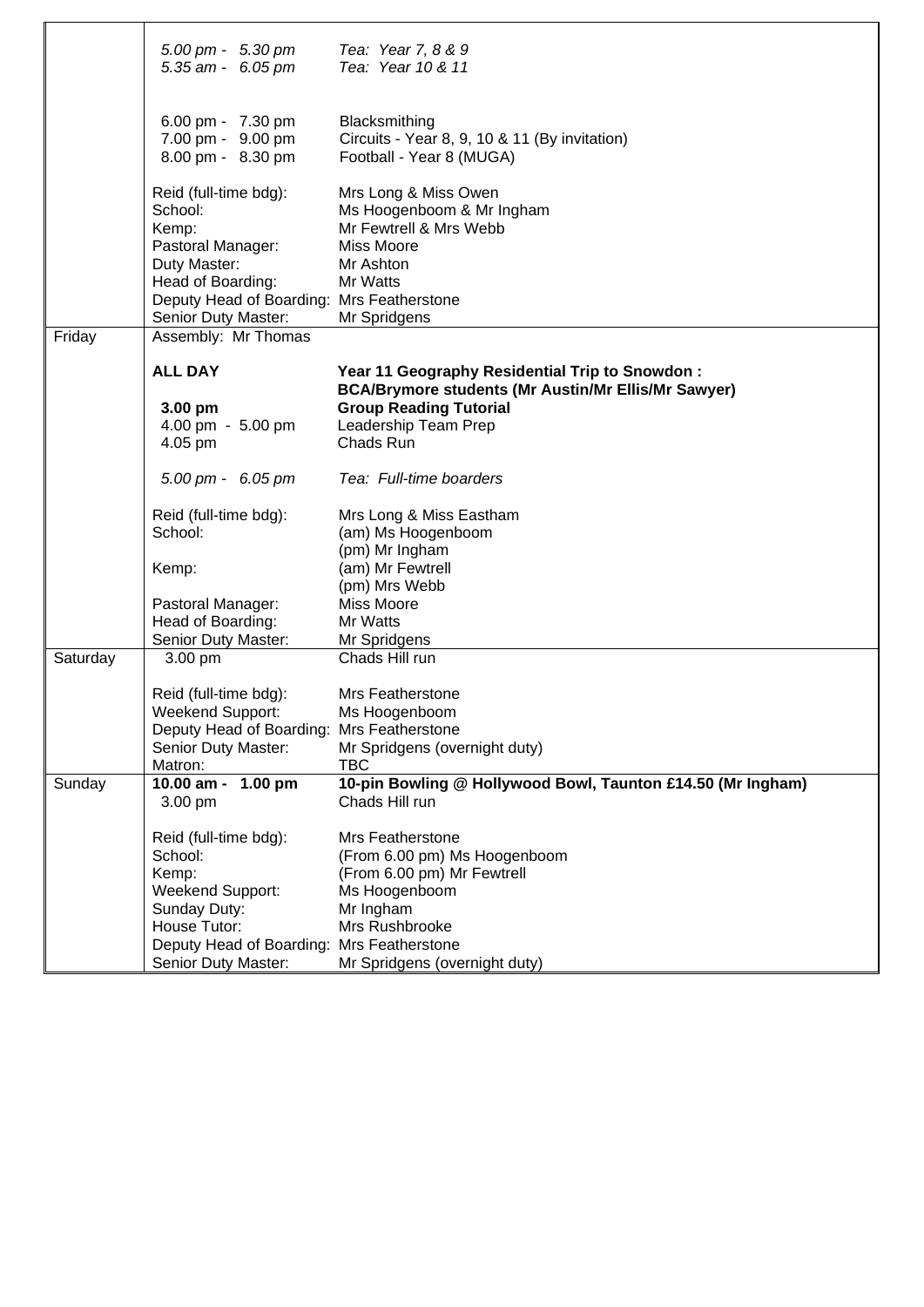| | | |
|---|---|---|
| | *5.00 pm - 5.30 pm* | *Tea: Year 7, 8 & 9* |
| | *5.35 am - 6.05 pm* | *Tea: Year 10 & 11* |
| | 6.00 pm - 7.30 pm | Blacksmithing |
| | 7.00 pm - 9.00 pm | Circuits - Year 8, 9, 10 & 11 (By invitation) |
| | 8.00 pm - 8.30 pm | Football - Year 8 (MUGA) |
| | Reid (full-time bdg): | Mrs Long & Miss Owen |
| | School: | Ms Hoogenboom & Mr Ingham |
| | Kemp: | Mr Fewtrell & Mrs Webb |
| | Pastoral Manager: | Miss Moore |
| | Duty Master: | Mr Ashton |
| | Head of Boarding: | Mr Watts |
| | Deputy Head of Boarding: | Mrs Featherstone |
| | Senior Duty Master: | Mr Spridgens |
| Friday | Assembly: Mr Thomas | |
| | **ALL DAY** | **Year 11 Geography Residential Trip to Snowdon : BCA/Brymore students (Mr Austin/Mr Ellis/Mr Sawyer)** |
| | **3.00 pm** | **Group Reading Tutorial** |
| | 4.00 pm - 5.00 pm | Leadership Team Prep |
| | 4.05 pm | Chads Run |
| | *5.00 pm - 6.05 pm* | *Tea: Full-time boarders* |
| | Reid (full-time bdg): | Mrs Long & Miss Eastham |
| | School: | (am) Ms Hoogenboom<br>(pm) Mr Ingham |
| | Kemp: | (am) Mr Fewtrell<br>(pm) Mrs Webb |
| | Pastoral Manager: | Miss Moore |
| | Head of Boarding: | Mr Watts |
| | Senior Duty Master: | Mr Spridgens |
| Saturday | 3.00 pm | Chads Hill run |
| | Reid (full-time bdg): | Mrs Featherstone |
| | Weekend Support: | Ms Hoogenboom |
| | Deputy Head of Boarding: | Mrs Featherstone |
| | Senior Duty Master: | Mr Spridgens (overnight duty) |
| | Matron: | TBC |
| Sunday | **10.00 am - 1.00 pm** | **10-pin Bowling @ Hollywood Bowl, Taunton £14.50 (Mr Ingham)** |
| | 3.00 pm | Chads Hill run |
| | Reid (full-time bdg): | Mrs Featherstone |
| | School: | (From 6.00 pm) Ms Hoogenboom |
| | Kemp: | (From 6.00 pm) Mr Fewtrell |
| | Weekend Support: | Ms Hoogenboom |
| | Sunday Duty: | Mr Ingham |
| | House Tutor: | Mrs Rushbrooke |
| | Deputy Head of Boarding: | Mrs Featherstone |
| | Senior Duty Master: | Mr Spridgens (overnight duty) |